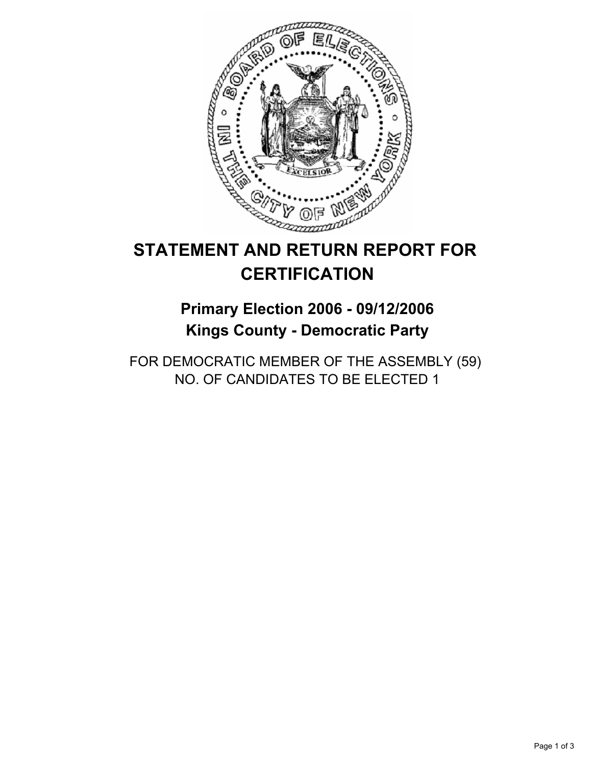# STATEMENT AND RETURN REPORT FOR CERTIFICATION

## Primary Election 2006 - 09/12/2006
## Kings County - Democratic Party

FOR DEMOCRATIC MEMBER OF THE ASSEMBLY (59)
NO. OF CANDIDATES TO BE ELECTED 1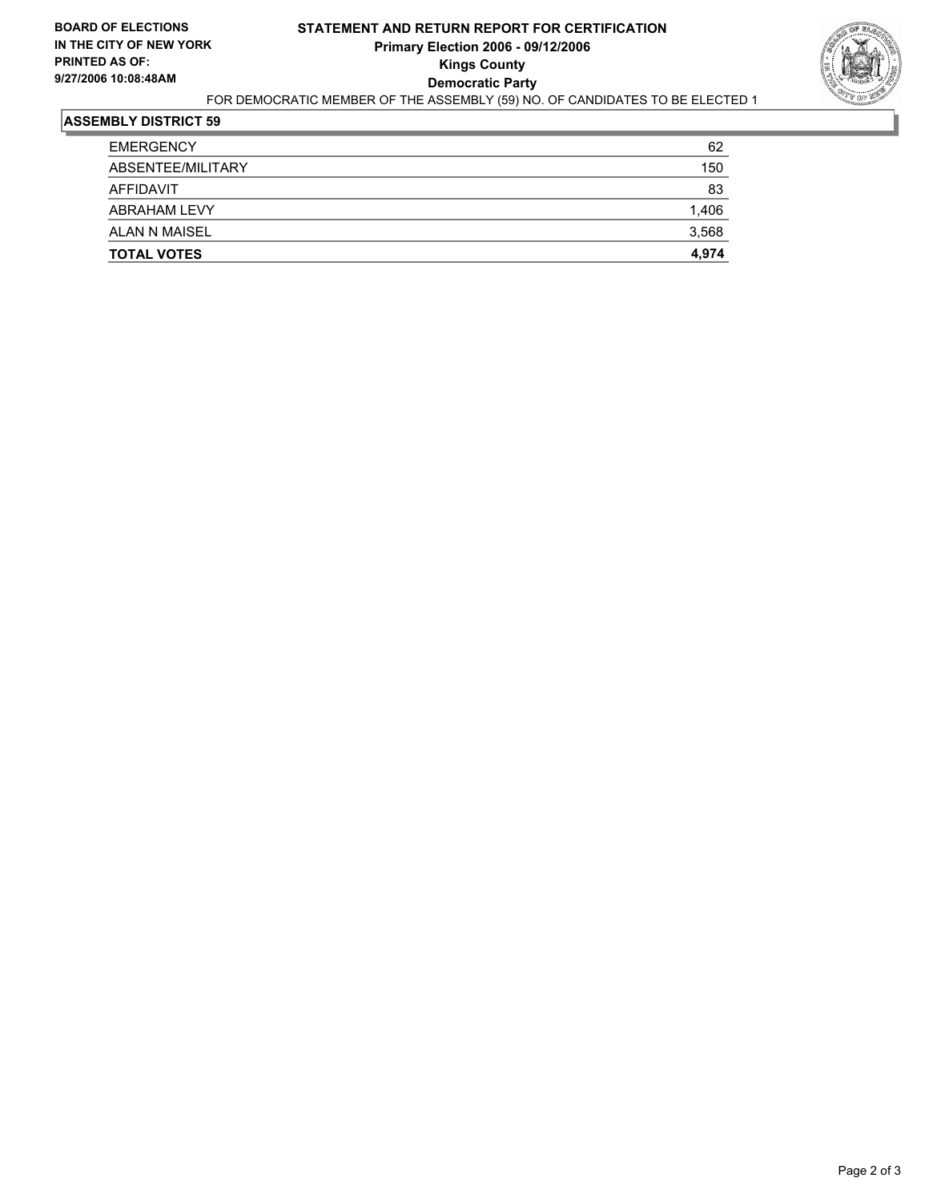**BOARD OF ELECTIONS IN THE CITY OF NEW YORK**
**PRINTED AS OF: 9/27/2006 10:08:48AM**

# STATEMENT AND RETURN REPORT FOR CERTIFICATION
## Primary Election 2006 - 09/12/2006
## Kings County
## Democratic Party

FOR DEMOCRATIC MEMBER OF THE ASSEMBLY (59) NO. OF CANDIDATES TO BE ELECTED 1

### ASSEMBLY DISTRICT 59

| | |
|---|---|
| EMERGENCY | 62 |
| ABSENTEE/MILITARY | 150 |
| AFFIDAVIT | 83 |
| ABRAHAM LEVY | 1,406 |
| ALAN N MAISEL | 3,568 |
| **TOTAL VOTES** | **4,974** |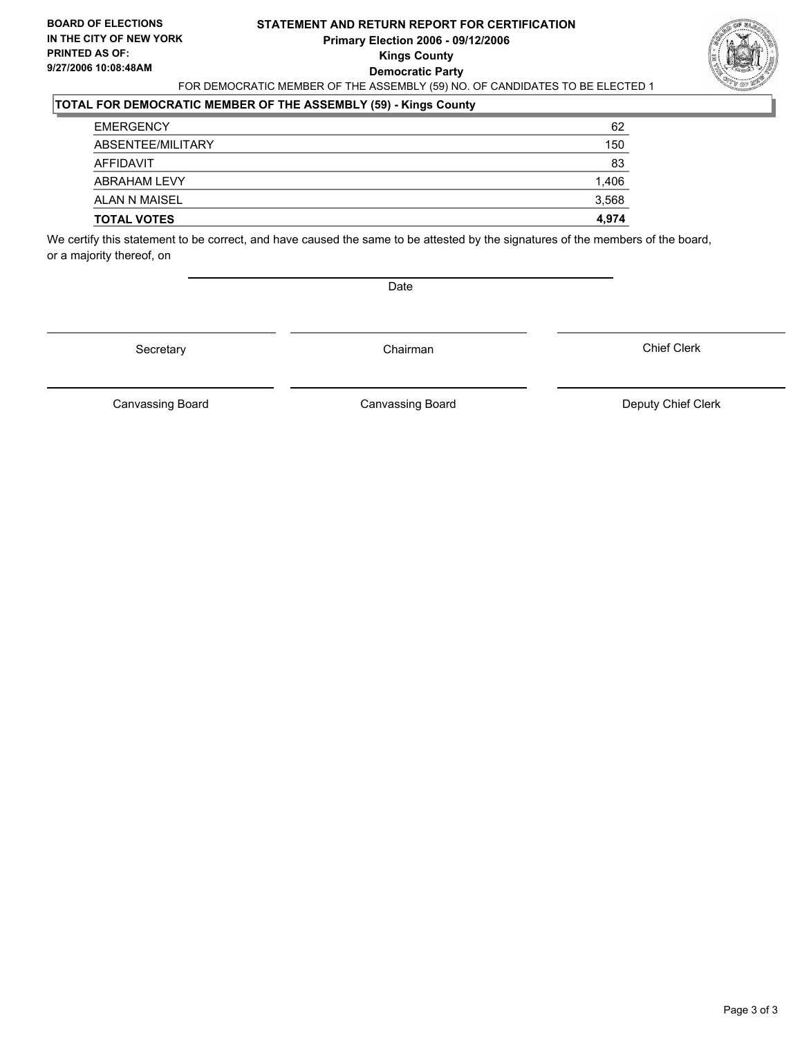**BOARD OF ELECTIONS IN THE CITY OF NEW YORK PRINTED AS OF: 9/27/2006 10:08:48AM**

# STATEMENT AND RETURN REPORT FOR CERTIFICATION
## Primary Election 2006 - 09/12/2006
## Kings County
## Democratic Party

FOR DEMOCRATIC MEMBER OF THE ASSEMBLY (59) NO. OF CANDIDATES TO BE ELECTED 1

### TOTAL FOR DEMOCRATIC MEMBER OF THE ASSEMBLY (59) - Kings County

| | |
|---|---|
| EMERGENCY | 62 |
| ABSENTEE/MILITARY | 150 |
| AFFIDAVIT | 83 |
| ABRAHAM LEVY | 1,406 |
| ALAN N MAISEL | 3,568 |
| **TOTAL VOTES** | **4,974** |

We certify this statement to be correct, and have caused the same to be attested by the signatures of the members of the board, or a majority thereof, on

Date

Secretary | Chairman | Chief Clerk

Canvassing Board | Canvassing Board | Deputy Chief Clerk